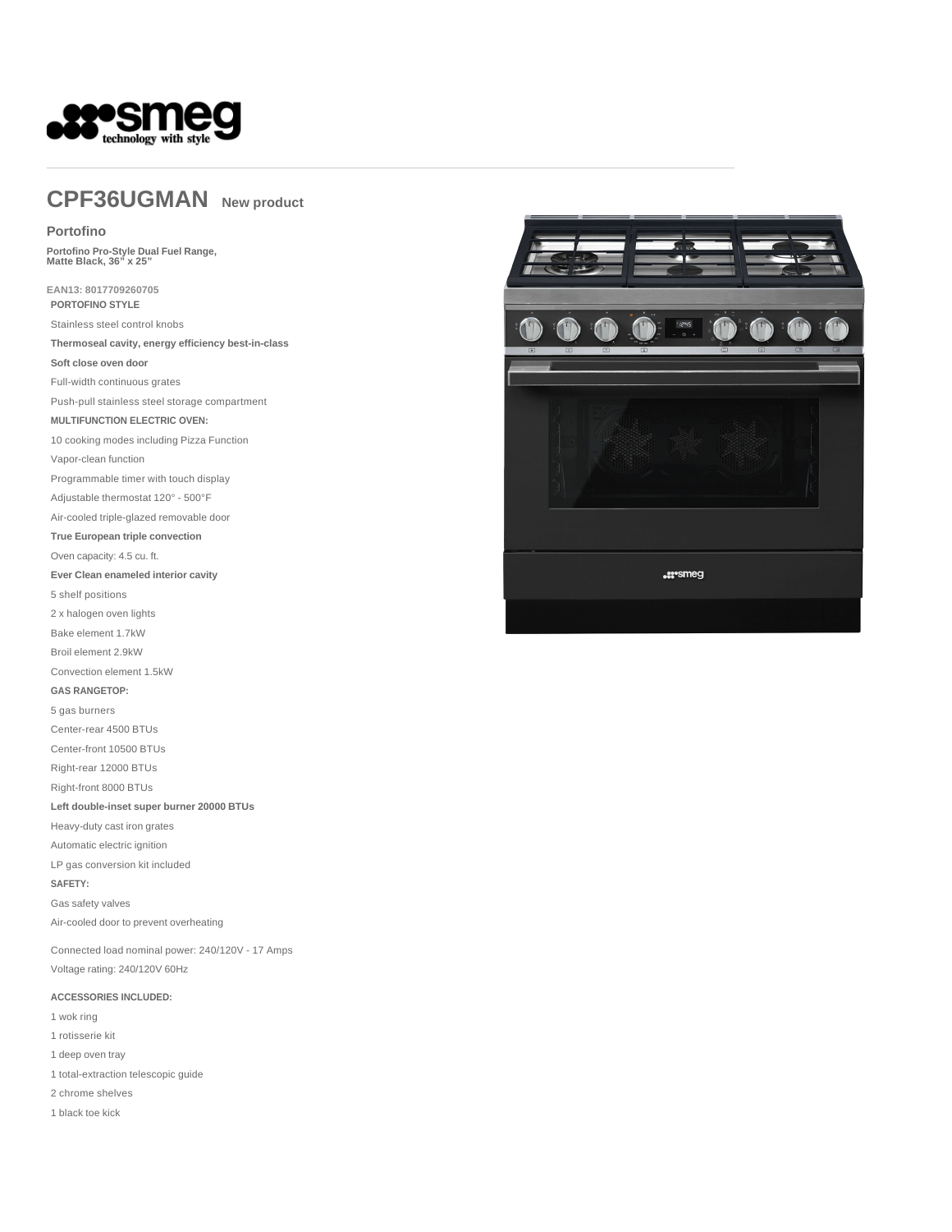# CPF36UGMAN **New product**

## Portofino

**Portofino Pro-Style Dual Fuel Range, Matte Black, 36" x 25"**

EAN13: 8017709260705

**PORTOFINO STYLE**

Stainless steel control knobs

**Thermoseal cavity, energy efficiency best-in-class**

**Soft close oven door**

Full-width continuous grates

Push-pull stainless steel storage compartment

**MULTIFUNCTION ELECTRIC OVEN:**

10 cooking modes including Pizza Function

Vapor-clean function

Programmable timer with touch display

Adjustable thermostat 120° - 500°F

Air-cooled triple-glazed removable door

**True European triple convection**

Oven capacity: 4.5 cu. ft.

**Ever Clean enameled interior cavity**

5 shelf positions

2 x halogen oven lights

Bake element 1.7kW

Broil element 2.9kW

Convection element 1.5kW

**GAS RANGETOP:**

5 gas burners

Center-rear 4500 BTUs

Center-front 10500 BTUs

Right-rear 12000 BTUs

Right-front 8000 BTUs

**Left double-inset super burner 20000 BTUs**

Heavy-duty cast iron grates

Automatic electric ignition

LP gas conversion kit included

**SAFETY:**

Gas safety valves

Air-cooled door to prevent overheating

Connected load nominal power: 240/120V - 17 Amps

Voltage rating: 240/120V 60Hz

**ACCESSORIES INCLUDED:**

1 wok ring

1 rotisserie kit

1 deep oven tray

1 total-extraction telescopic guide

2 chrome shelves

1 black toe kick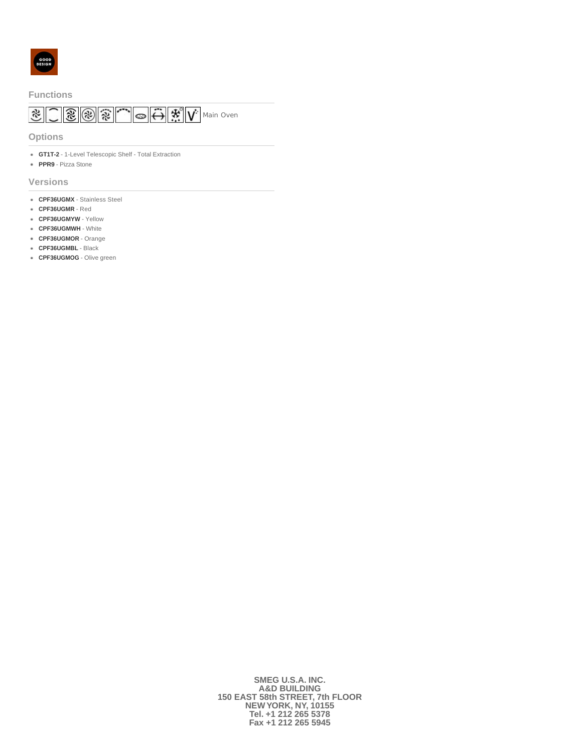## Functions

Main Oven

## Options

- **GT1T-2** - 1-Level Telescopic Shelf - Total Extraction
- **PPR9** - Pizza Stone

## Versions

- **CPF36UGMX** - Stainless Steel
- **CPF36UGMR** - Red
- **CPF36UGMYW** - Yellow
- **CPF36UGMWH** - White
- **CPF36UGMOR** - Orange
- **CPF36UGMBL** - Black
- **CPF36UGMOG** - Olive green

**SMEG U.S.A. INC.**
**A&D BUILDING**
**150 EAST 58th STREET, 7th FLOOR**
**NEW YORK, NY, 10155**
**Tel. +1 212 265 5378**
**Fax +1 212 265 5945**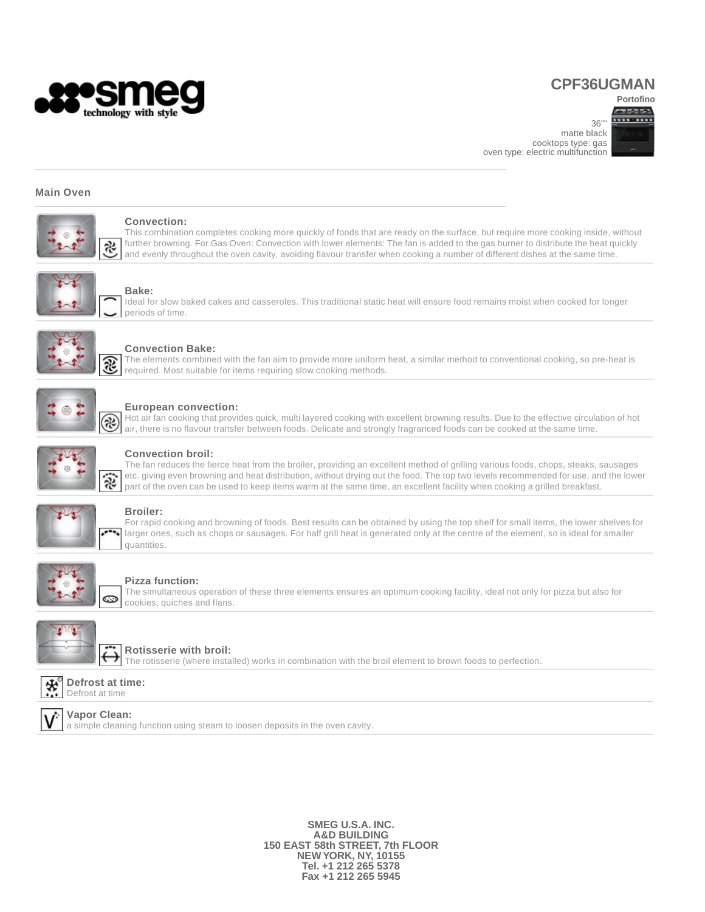**smeg** technology with style

## CPF36UGMAN

**Portofino**

36""
matte black
cooktops type: gas
oven type: electric multifunction

### Main Oven

**Convection:**
This combination completes cooking more quickly of foods that are ready on the surface, but require more cooking inside, without further browning. For Gas Oven: Convection with lower elements: The fan is added to the gas burner to distribute the heat quickly and evenly throughout the oven cavity, avoiding flavour transfer when cooking a number of different dishes at the same time.

**Bake:**
Ideal for slow baked cakes and casseroles. This traditional static heat will ensure food remains moist when cooked for longer periods of time.

**Convection Bake:**
The elements combined with the fan aim to provide more uniform heat, a similar method to conventional cooking, so pre-heat is required. Most suitable for items requiring slow cooking methods.

**European convection:**
Hot air fan cooking that provides quick, multi layered cooking with excellent browning results. Due to the effective circulation of hot air, there is no flavour transfer between foods. Delicate and strongly fragranced foods can be cooked at the same time.

**Convection broil:**
The fan reduces the fierce heat from the broiler, providing an excellent method of grilling various foods, chops, steaks, sausages etc. giving even browning and heat distribution, without drying out the food. The top two levels recommended for use, and the lower part of the oven can be used to keep items warm at the same time, an excellent facility when cooking a grilled breakfast.

**Broiler:**
For rapid cooking and browning of foods. Best results can be obtained by using the top shelf for small items, the lower shelves for larger ones, such as chops or sausages. For half grill heat is generated only at the centre of the element, so is ideal for smaller quantities.

**Pizza function:**
The simultaneous operation of these three elements ensures an optimum cooking facility, ideal not only for pizza but also for cookies, quiches and flans.

**Rotisserie with broil:**
The rotisserie (where installed) works in combination with the broil element to brown foods to perfection.

**Defrost at time:**
Defrost at time

**Vapor Clean:**
a simple cleaning function using steam to loosen deposits in the oven cavity.

**SMEG U.S.A. INC.**
**A&D BUILDING**
**150 EAST 58th STREET, 7th FLOOR**
**NEW YORK, NY, 10155**
**Tel. +1 212 265 5378**
**Fax +1 212 265 5945**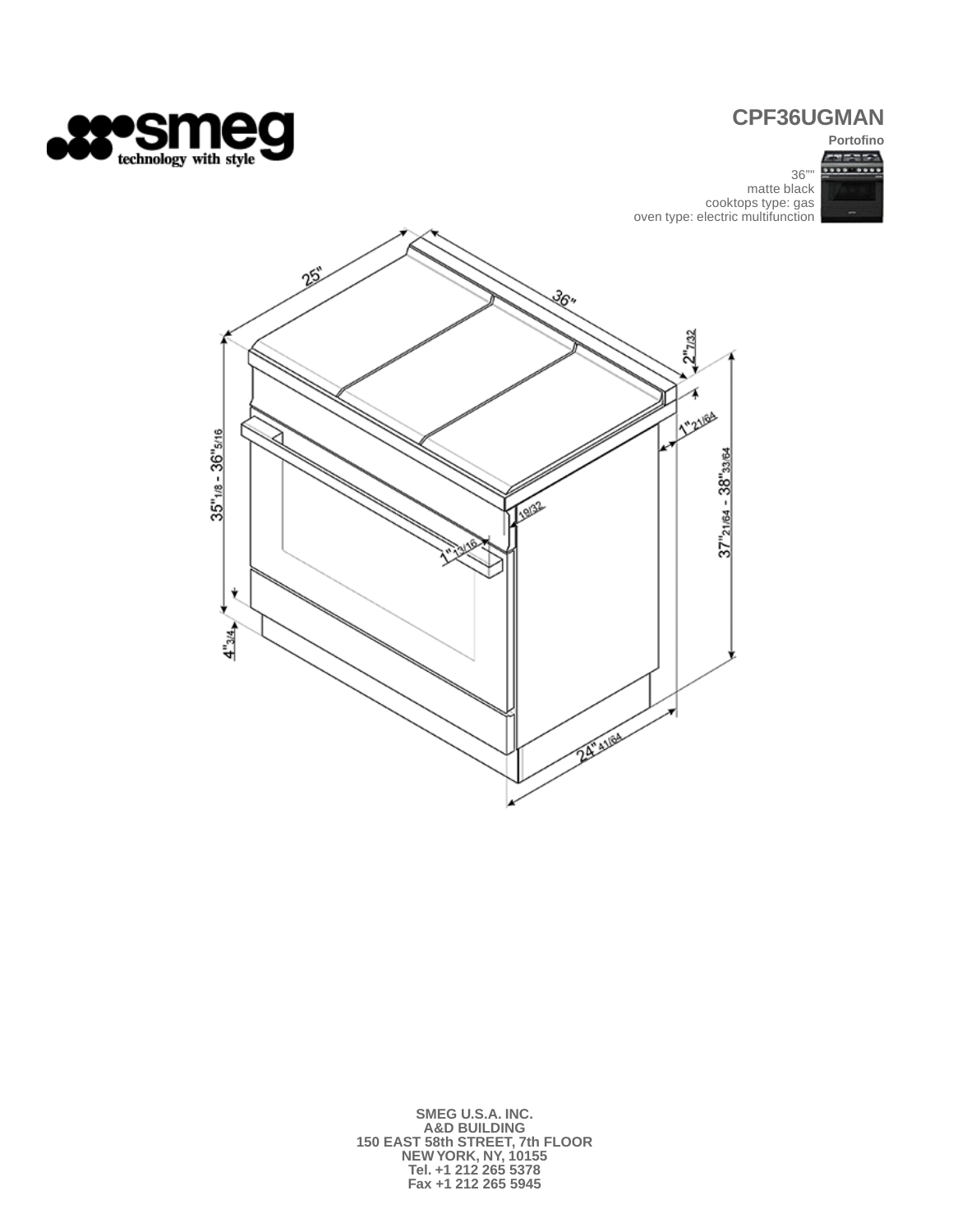# CPF36UGMAN

**Portofino**

36""
matte black
cooktops type: gas
oven type: electric multifunction

25"
36"
2"7/32
1"21/64
19/32
1"13/16
35"1/8 - 36"5/16
37"21/64 - 38"33/64
4"3/4
24"41/64

**SMEG U.S.A. INC.**
**A&D BUILDING**
**150 EAST 58th STREET, 7th FLOOR**
**NEW YORK, NY, 10155**
**Tel. +1 212 265 5378**
**Fax +1 212 265 5945**